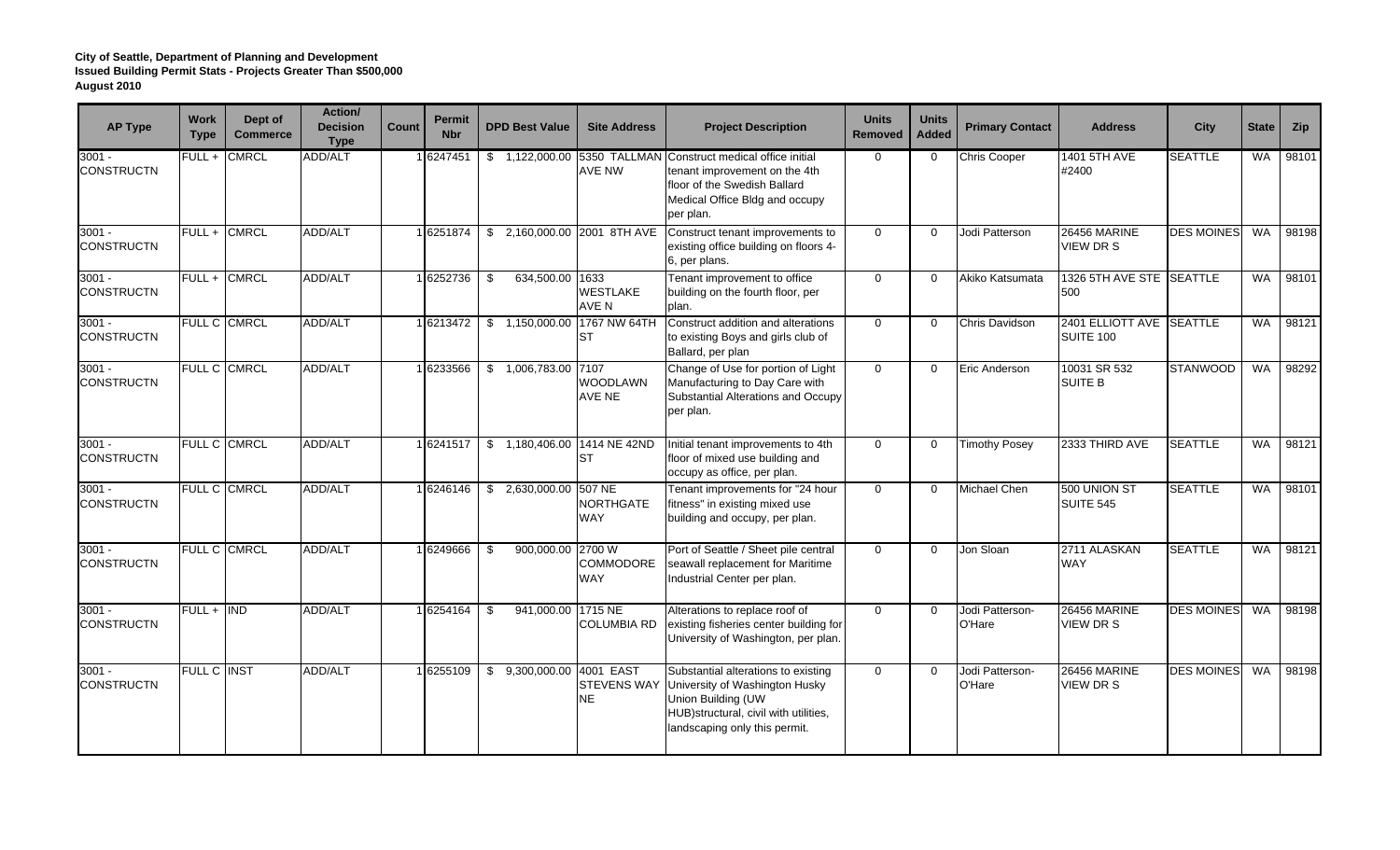**City of Seattle, Department of Planning and Development**
**Issued Building Permit Stats - Projects Greater Than $500,000**
**August 2010**

| AP Type | Work Type | Dept of Commerce | Action/ Decision Type | Count | Permit Nbr | DPD Best Value | Site Address | Project Description | Units Removed | Units Added | Primary Contact | Address | City | State | Zip |
|---|---|---|---|---|---|---|---|---|---|---|---|---|---|---|---|
| 3001 - CONSTRUCTN | FULL + | CMRCL | ADD/ALT | 1 | 6247451 | $ 1,122,000.00 | 5350 TALLMAN AVE NW | Construct medical office initial tenant improvement on the 4th floor of the Swedish Ballard Medical Office Bldg and occupy per plan. | 0 | 0 | Chris Cooper | 1401 5TH AVE #2400 | SEATTLE | WA | 98101 |
| 3001 - CONSTRUCTN | FULL + | CMRCL | ADD/ALT | 1 | 6251874 | $ 2,160,000.00 | 2001 8TH AVE | Construct tenant improvements to existing office building on floors 4-6, per plans. | 0 | 0 | Jodi Patterson | 26456 MARINE VIEW DR S | DES MOINES | WA | 98198 |
| 3001 - CONSTRUCTN | FULL + | CMRCL | ADD/ALT | 1 | 6252736 | $ 634,500.00 | 1633 WESTLAKE AVE N | Tenant improvement to office building on the fourth floor, per plan. | 0 | 0 | Akiko Katsumata | 1326 5TH AVE STE 500 | SEATTLE | WA | 98101 |
| 3001 - CONSTRUCTN | FULL C | CMRCL | ADD/ALT | 1 | 6213472 | $ 1,150,000.00 | 1767 NW 64TH ST | Construct addition and alterations to existing Boys and girls club of Ballard, per plan | 0 | 0 | Chris Davidson | 2401 ELLIOTT AVE SUITE 100 | SEATTLE | WA | 98121 |
| 3001 - CONSTRUCTN | FULL C | CMRCL | ADD/ALT | 1 | 6233566 | $ 1,006,783.00 | 7107 WOODLAWN AVE NE | Change of Use for portion of Light Manufacturing to Day Care with Substantial Alterations and Occupy per plan. | 0 | 0 | Eric Anderson | 10031 SR 532 SUITE B | STANWOOD | WA | 98292 |
| 3001 - CONSTRUCTN | FULL C | CMRCL | ADD/ALT | 1 | 6241517 | $ 1,180,406.00 | 1414 NE 42ND ST | Initial tenant improvements to 4th floor of mixed use building and occupy as office, per plan. | 0 | 0 | Timothy Posey | 2333 THIRD AVE | SEATTLE | WA | 98121 |
| 3001 - CONSTRUCTN | FULL C | CMRCL | ADD/ALT | 1 | 6246146 | $ 2,630,000.00 | 507 NE NORTHGATE WAY | Tenant improvements for "24 hour fitness" in existing mixed use building and occupy, per plan. | 0 | 0 | Michael Chen | 500 UNION ST SUITE 545 | SEATTLE | WA | 98101 |
| 3001 - CONSTRUCTN | FULL C | CMRCL | ADD/ALT | 1 | 6249666 | $ 900,000.00 | 2700 W COMMODORE WAY | Port of Seattle / Sheet pile central seawall replacement for Maritime Industrial Center per plan. | 0 | 0 | Jon Sloan | 2711 ALASKAN WAY | SEATTLE | WA | 98121 |
| 3001 - CONSTRUCTN | FULL + | IND | ADD/ALT | 1 | 6254164 | $ 941,000.00 | 1715 NE COLUMBIA RD | Alterations to replace roof of existing fisheries center building for University of Washington, per plan. | 0 | 0 | Jodi Patterson-O'Hare | 26456 MARINE VIEW DR S | DES MOINES | WA | 98198 |
| 3001 - CONSTRUCTN | FULL C | INST | ADD/ALT | 1 | 6255109 | $ 9,300,000.00 | 4001 EAST STEVENS WAY NE | Substantial alterations to existing University of Washington Husky Union Building (UW HUB)structural, civil with utilities, landscaping only this permit. | 0 | 0 | Jodi Patterson-O'Hare | 26456 MARINE VIEW DR S | DES MOINES | WA | 98198 |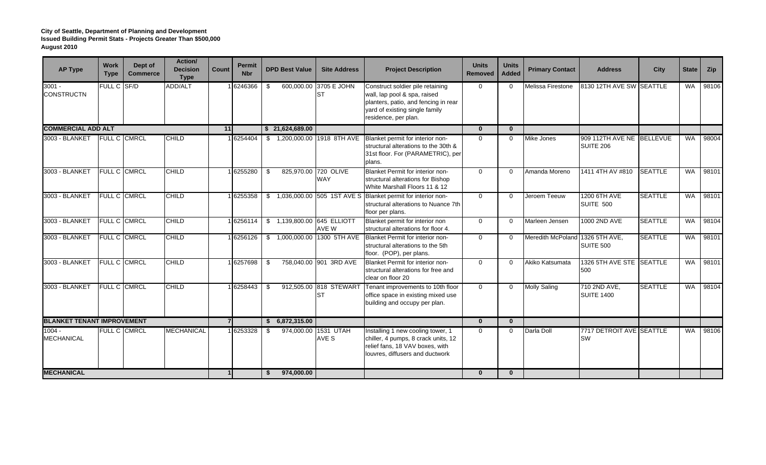**City of Seattle, Department of Planning and Development**
**Issued Building Permit Stats - Projects Greater Than $500,000**
**August 2010**

| AP Type | Work Type | Dept of Commerce | Action/ Decision Type | Count | Permit Nbr | DPD Best Value | Site Address | Project Description | Units Removed | Units Added | Primary Contact | Address | City | State | Zip |
|---|---|---|---|---|---|---|---|---|---|---|---|---|---|---|---|
| 3001 - CONSTRUCTN | FULL C | SF/D | ADD/ALT | 1 | 6246366 | $ 600,000.00 | 3705 E JOHN ST | Construct soldier pile retaining wall, lap pool & spa, raised planters, patio, and fencing in rear yard of existing single family residence, per plan. | 0 | 0 | Melissa Firestone | 8130 12TH AVE SW | SEATTLE | WA | 98106 |
| **COMMERCIAL ADD ALT** | | | | **11** | | **$ 21,624,689.00** | | | **0** | **0** | | | | | |
| 3003 - BLANKET | FULL C | CMRCL | CHILD | 1 | 6254404 | $ 1,200,000.00 | 1918 8TH AVE | Blanket permit for interior non-structural alterations to the 30th & 31st floor. For (PARAMETRIC), per plans. | 0 | 0 | Mike Jones | 909 112TH AVE NE SUITE 206 | BELLEVUE | WA | 98004 |
| 3003 - BLANKET | FULL C | CMRCL | CHILD | 1 | 6255280 | $ 825,970.00 | 720 OLIVE WAY | Blanket Permit for interior non-structural alterations for Bishop White Marshall Floors 11 & 12 | 0 | 0 | Amanda Moreno | 1411 4TH AV #810 | SEATTLE | WA | 98101 |
| 3003 - BLANKET | FULL C | CMRCL | CHILD | 1 | 6255358 | $ 1,036,000.00 | 505 1ST AVE S | Blanket permit for interior non-structural alterations to Nuance 7th floor per plans. | 0 | 0 | Jeroem Teeuw | 1200 6TH AVE SUITE 500 | SEATTLE | WA | 98101 |
| 3003 - BLANKET | FULL C | CMRCL | CHILD | 1 | 6256114 | $ 1,139,800.00 | 645 ELLIOTT AVE W | Blanket permit for interior non structural alterations for floor 4. | 0 | 0 | Marleen Jensen | 1000 2ND AVE | SEATTLE | WA | 98104 |
| 3003 - BLANKET | FULL C | CMRCL | CHILD | 1 | 6256126 | $ 1,000,000.00 | 1300 5TH AVE | Blanket Permit for interior non-structural alterations to the 5th floor. (POP), per plans. | 0 | 0 | Meredith McPoland | 1326 5TH AVE, SUITE 500 | SEATTLE | WA | 98101 |
| 3003 - BLANKET | FULL C | CMRCL | CHILD | 1 | 6257698 | $ 758,040.00 | 901 3RD AVE | Blanket Permit for interior non-structural alterations for free and clear on floor 20 | 0 | 0 | Akiko Katsumata | 1326 5TH AVE STE 500 | SEATTLE | WA | 98101 |
| 3003 - BLANKET | FULL C | CMRCL | CHILD | 1 | 6258443 | $ 912,505.00 | 818 STEWART ST | Tenant improvements to 10th floor office space in existing mixed use building and occupy per plan. | 0 | 0 | Molly Saling | 710 2ND AVE, SUITE 1400 | SEATTLE | WA | 98104 |
| **BLANKET TENANT IMPROVEMENT** | | | | **7** | | **$ 6,872,315.00** | | | **0** | **0** | | | | | |
| 1004 - MECHANICAL | FULL C | CMRCL | MECHANICAL | 1 | 6253328 | $ 974,000.00 | 1531 UTAH AVE S | Installing 1 new cooling tower, 1 chiller, 4 pumps, 8 crack units, 12 relief fans, 18 VAV boxes, with louvres, diffusers and ductwork | 0 | 0 | Darla Doll | 7717 DETROIT AVE SW | SEATTLE | WA | 98106 |
| **MECHANICAL** | | | | **1** | | **$ 974,000.00** | | | **0** | **0** | | | | | |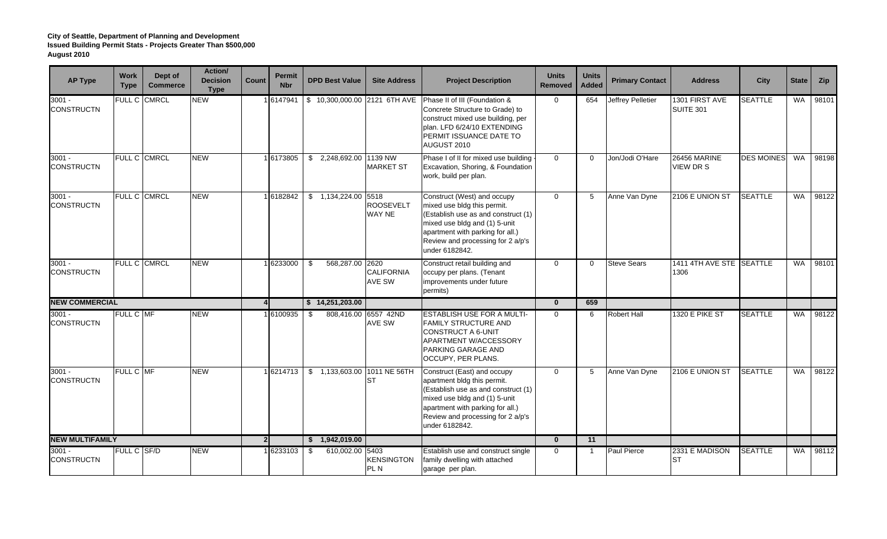**City of Seattle, Department of Planning and Development**
**Issued Building Permit Stats - Projects Greater Than $500,000**
**August 2010**

| AP Type | Work Type | Dept of Commerce | Action/ Decision Type | Count | Permit Nbr | DPD Best Value | Site Address | Project Description | Units Removed | Units Added | Primary Contact | Address | City | State | Zip |
|---|---|---|---|---|---|---|---|---|---|---|---|---|---|---|---|
| 3001 - CONSTRUCTN | FULL C | CMRCL | NEW | 1 | 6147941 | $ 10,300,000.00 | 2121 6TH AVE | Phase II of III (Foundation & Concrete Structure to Grade) to construct mixed use building, per plan. LFD 6/24/10 EXTENDING PERMIT ISSUANCE DATE TO AUGUST 2010 | 0 | 654 | Jeffrey Pelletier | 1301 FIRST AVE SUITE 301 | SEATTLE | WA | 98101 |
| 3001 - CONSTRUCTN | FULL C | CMRCL | NEW | 1 | 6173805 | $ 2,248,692.00 | 1139 NW MARKET ST | Phase I of II for mixed use building - Excavation, Shoring, & Foundation work, build per plan. | 0 | 0 | Jon/Jodi O'Hare | 26456 MARINE VIEW DR S | DES MOINES | WA | 98198 |
| 3001 - CONSTRUCTN | FULL C | CMRCL | NEW | 1 | 6182842 | $ 1,134,224.00 | 5518 ROOSEVELT WAY NE | Construct (West) and occupy mixed use bldg this permit. (Establish use as and construct (1) mixed use bldg and (1) 5-unit apartment with parking for all.) Review and processing for 2 a/p's under 6182842. | 0 | 5 | Anne Van Dyne | 2106 E UNION ST | SEATTLE | WA | 98122 |
| 3001 - CONSTRUCTN | FULL C | CMRCL | NEW | 1 | 6233000 | $ 568,287.00 | 2620 CALIFORNIA AVE SW | Construct retail building and occupy per plans. (Tenant improvements under future permits) | 0 | 0 | Steve Sears | 1411 4TH AVE STE 1306 | SEATTLE | WA | 98101 |
| **NEW COMMERCIAL** | | | | **4** | | **$ 14,251,203.00** | | | **0** | **659** | | | | | |
| 3001 - CONSTRUCTN | FULL C | MF | NEW | 1 | 6100935 | $ 808,416.00 | 6557 42ND AVE SW | ESTABLISH USE FOR A MULTI-FAMILY STRUCTURE AND CONSTRUCT A 6-UNIT APARTMENT W/ACCESSORY PARKING GARAGE AND OCCUPY, PER PLANS. | 0 | 6 | Robert Hall | 1320 E PIKE ST | SEATTLE | WA | 98122 |
| 3001 - CONSTRUCTN | FULL C | MF | NEW | 1 | 6214713 | $ 1,133,603.00 | 1011 NE 56TH ST | Construct (East) and occupy apartment bldg this permit. (Establish use as and construct (1) mixed use bldg and (1) 5-unit apartment with parking for all.) Review and processing for 2 a/p's under 6182842. | 0 | 5 | Anne Van Dyne | 2106 E UNION ST | SEATTLE | WA | 98122 |
| **NEW MULTIFAMILY** | | | | **2** | | **$ 1,942,019.00** | | | **0** | **11** | | | | | |
| 3001 - CONSTRUCTN | FULL C | SF/D | NEW | 1 | 6233103 | $ 610,002.00 | 5403 KENSINGTON PL N | Establish use and construct single family dwelling with attached garage per plan. | 0 | 1 | Paul Pierce | 2331 E MADISON ST | SEATTLE | WA | 98112 |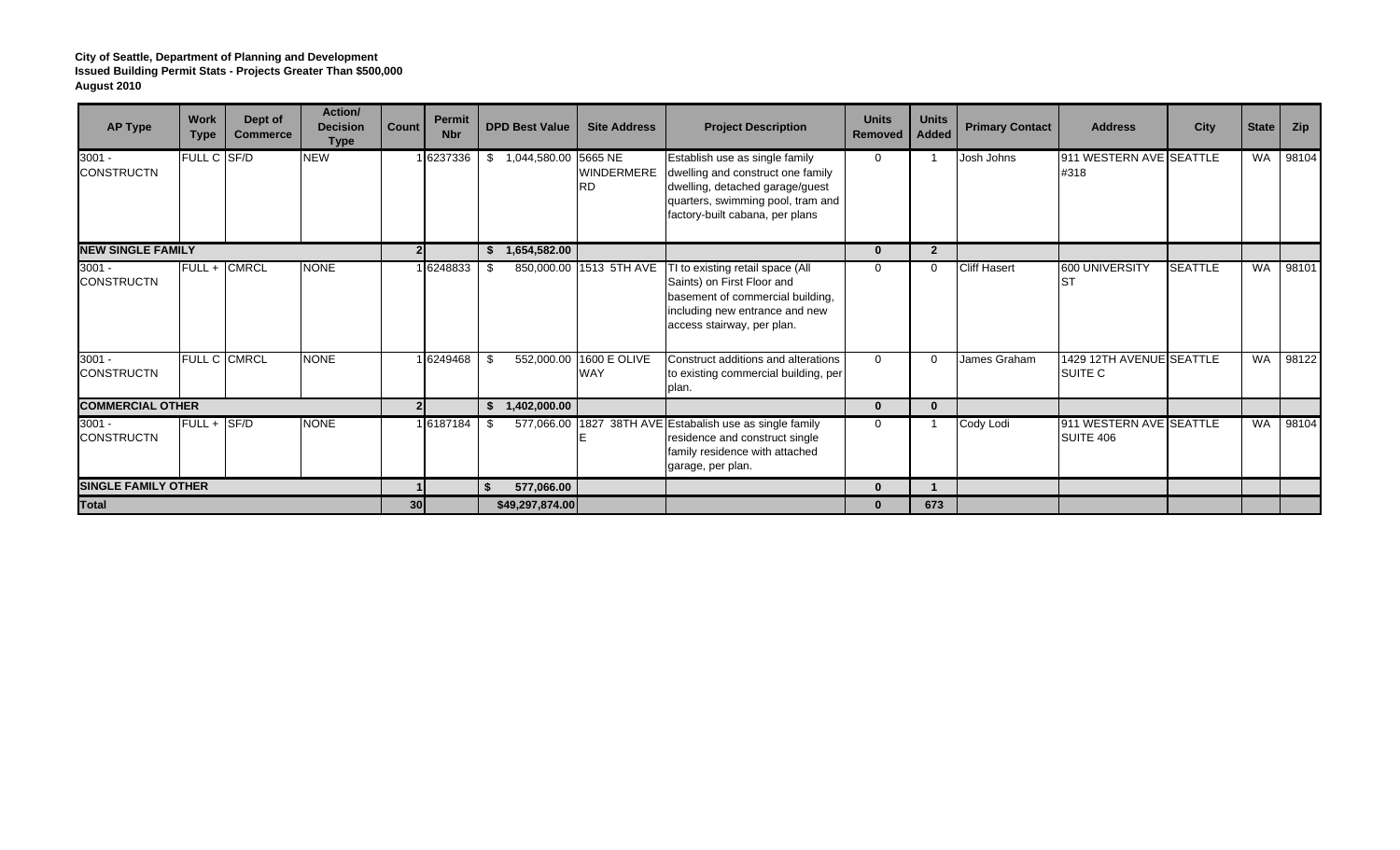**City of Seattle, Department of Planning and Development**
**Issued Building Permit Stats - Projects Greater Than $500,000**
**August 2010**

| AP Type | Work Type | Dept of Commerce | Action/ Decision Type | Count | Permit Nbr | DPD Best Value | Site Address | Project Description | Units Removed | Units Added | Primary Contact | Address | City | State | Zip |
|---|---|---|---|---|---|---|---|---|---|---|---|---|---|---|---|
| 3001 - CONSTRUCTN | FULL C | SF/D | NEW | 1 | 6237336 | $ 1,044,580.00 | 5665 NE WINDERMERE RD | Establish use as single family dwelling and construct one family dwelling, detached garage/guest quarters, swimming pool, tram and factory-built cabana, per plans | 0 | 1 | Josh Johns | 911 WESTERN AVE #318 | SEATTLE | WA | 98104 |
| **NEW SINGLE FAMILY** | | | | **2** | | **$ 1,654,582.00** | | | **0** | **2** | | | | | |
| 3001 - CONSTRUCTN | FULL + | CMRCL | NONE | 1 | 6248833 | $ 850,000.00 | 1513 5TH AVE | TI to existing retail space (All Saints) on First Floor and basement of commercial building, including new entrance and new access stairway, per plan. | 0 | 0 | Cliff Hasert | 600 UNIVERSITY ST | SEATTLE | WA | 98101 |
| 3001 - CONSTRUCTN | FULL C | CMRCL | NONE | 1 | 6249468 | $ 552,000.00 | 1600 E OLIVE WAY | Construct additions and alterations to existing commercial building, per plan. | 0 | 0 | James Graham | 1429 12TH AVENUE SUITE C | SEATTLE | WA | 98122 |
| **COMMERCIAL OTHER** | | | | **2** | | **$ 1,402,000.00** | | | **0** | **0** | | | | | |
| 3001 - CONSTRUCTN | FULL + | SF/D | NONE | 1 | 6187184 | $ 577,066.00 | 1827 38TH AVE E | Estabalish use as single family residence and construct single family residence with attached garage, per plan. | 0 | 1 | Cody Lodi | 911 WESTERN AVE SUITE 406 | SEATTLE | WA | 98104 |
| **SINGLE FAMILY OTHER** | | | | **1** | | **$ 577,066.00** | | | **0** | **1** | | | | | |
| **Total** | | | | **30** | | **$49,297,874.00** | | | **0** | **673** | | | | | |